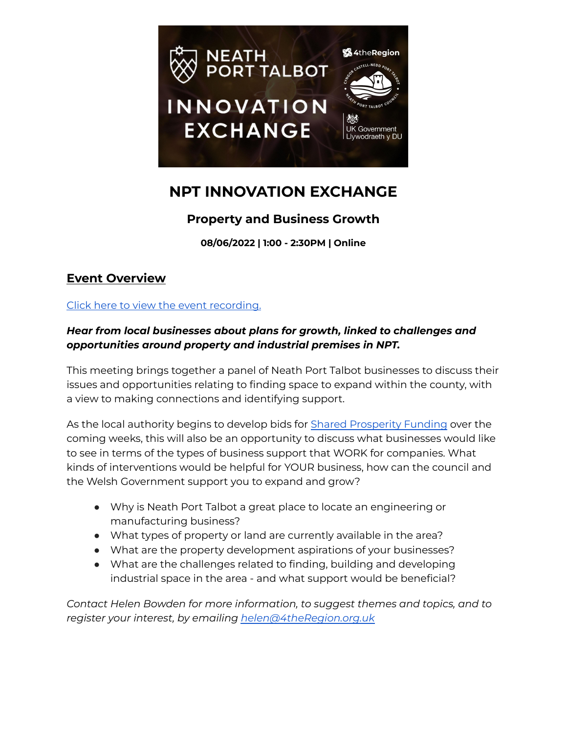# NPT INNOVATION EXCHANGE

## Property and Business Growth

**08/06/2022 | 1:00 - 2:30PM | Online**

## Event Overview

[Click here to view the event recording.]

***Hear from local businesses about plans for growth, linked to challenges and opportunities around property and industrial premises in NPT.***

This meeting brings together a panel of Neath Port Talbot businesses to discuss their issues and opportunities relating to finding space to expand within the county, with a view to making connections and identifying support.

As the local authority begins to develop bids for Shared Prosperity Funding over the coming weeks, this will also be an opportunity to discuss what businesses would like to see in terms of the types of business support that WORK for companies. What kinds of interventions would be helpful for YOUR business, how can the council and the Welsh Government support you to expand and grow?

- Why is Neath Port Talbot a great place to locate an engineering or manufacturing business?
- What types of property or land are currently available in the area?
- What are the property development aspirations of your businesses?
- What are the challenges related to finding, building and developing industrial space in the area - and what support would be beneficial?

*Contact Helen Bowden for more information, to suggest themes and topics, and to register your interest, by emailing helen@4theRegion.org.uk*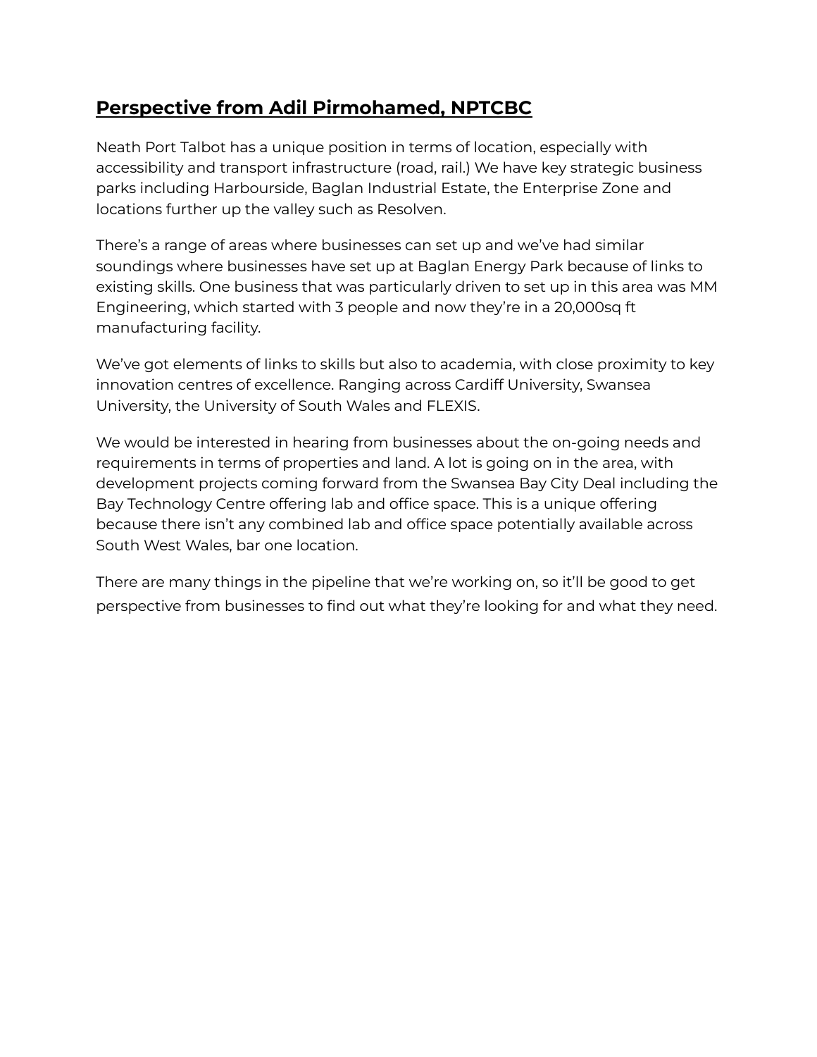## Perspective from Adil Pirmohamed, NPTCBC

Neath Port Talbot has a unique position in terms of location, especially with accessibility and transport infrastructure (road, rail.) We have key strategic business parks including Harbourside, Baglan Industrial Estate, the Enterprise Zone and locations further up the valley such as Resolven.

There's a range of areas where businesses can set up and we've had similar soundings where businesses have set up at Baglan Energy Park because of links to existing skills. One business that was particularly driven to set up in this area was MM Engineering, which started with 3 people and now they're in a 20,000sq ft manufacturing facility.

We've got elements of links to skills but also to academia, with close proximity to key innovation centres of excellence. Ranging across Cardiff University, Swansea University, the University of South Wales and FLEXIS.

We would be interested in hearing from businesses about the on-going needs and requirements in terms of properties and land. A lot is going on in the area, with development projects coming forward from the Swansea Bay City Deal including the Bay Technology Centre offering lab and office space. This is a unique offering because there isn't any combined lab and office space potentially available across South West Wales, bar one location.

There are many things in the pipeline that we're working on, so it'll be good to get perspective from businesses to find out what they're looking for and what they need.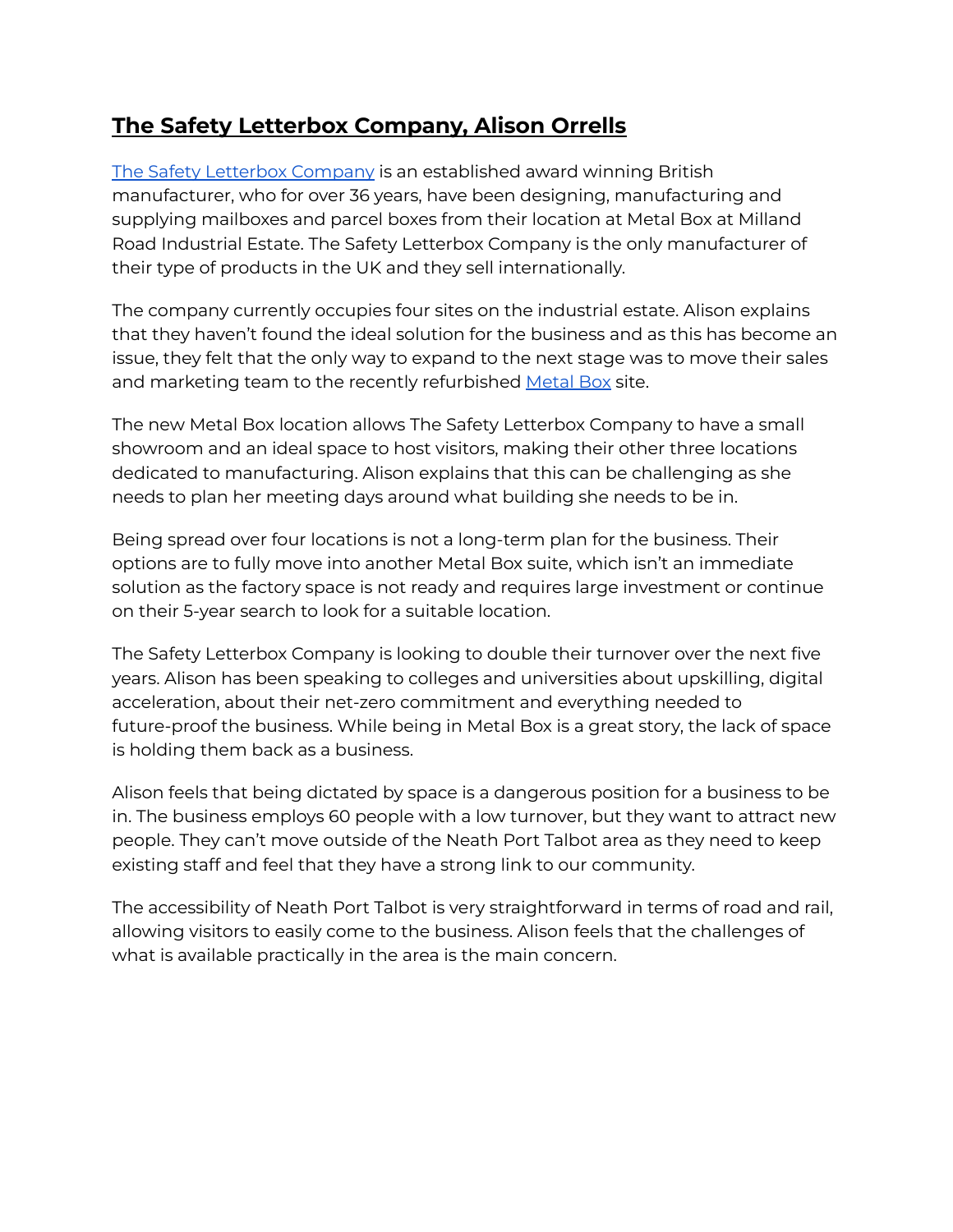## **The Safety Letterbox Company, Alison Orrells**

The Safety Letterbox Company is an established award winning British manufacturer, who for over 36 years, have been designing, manufacturing and supplying mailboxes and parcel boxes from their location at Metal Box at Milland Road Industrial Estate. The Safety Letterbox Company is the only manufacturer of their type of products in the UK and they sell internationally.

The company currently occupies four sites on the industrial estate. Alison explains that they haven't found the ideal solution for the business and as this has become an issue, they felt that the only way to expand to the next stage was to move their sales and marketing team to the recently refurbished Metal Box site.

The new Metal Box location allows The Safety Letterbox Company to have a small showroom and an ideal space to host visitors, making their other three locations dedicated to manufacturing. Alison explains that this can be challenging as she needs to plan her meeting days around what building she needs to be in.

Being spread over four locations is not a long-term plan for the business. Their options are to fully move into another Metal Box suite, which isn't an immediate solution as the factory space is not ready and requires large investment or continue on their 5-year search to look for a suitable location.

The Safety Letterbox Company is looking to double their turnover over the next five years. Alison has been speaking to colleges and universities about upskilling, digital acceleration, about their net-zero commitment and everything needed to future-proof the business. While being in Metal Box is a great story, the lack of space is holding them back as a business.

Alison feels that being dictated by space is a dangerous position for a business to be in. The business employs 60 people with a low turnover, but they want to attract new people. They can't move outside of the Neath Port Talbot area as they need to keep existing staff and feel that they have a strong link to our community.

The accessibility of Neath Port Talbot is very straightforward in terms of road and rail, allowing visitors to easily come to the business. Alison feels that the challenges of what is available practically in the area is the main concern.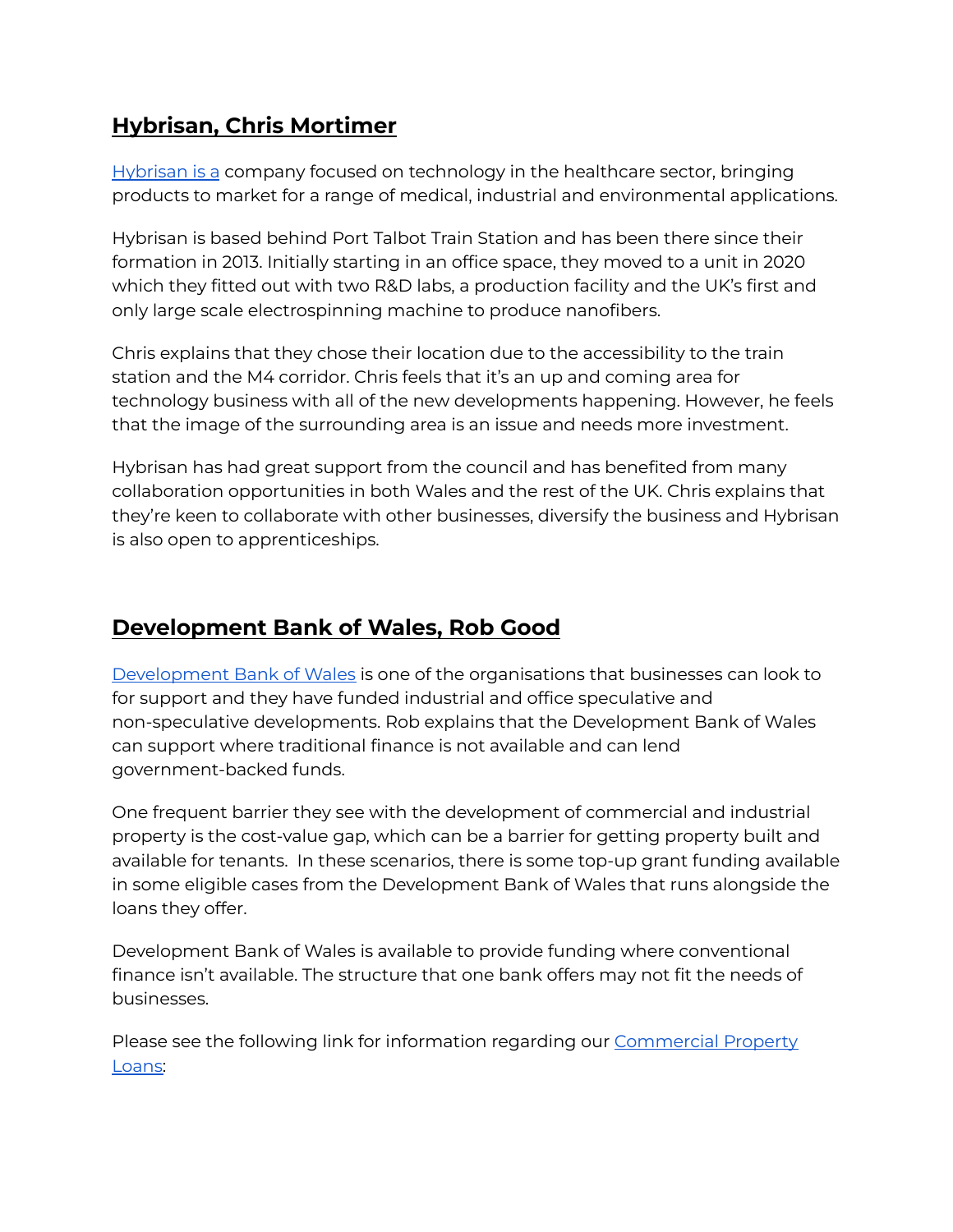## Hybrisan, Chris Mortimer

Hybrisan is a company focused on technology in the healthcare sector, bringing products to market for a range of medical, industrial and environmental applications.

Hybrisan is based behind Port Talbot Train Station and has been there since their formation in 2013. Initially starting in an office space, they moved to a unit in 2020 which they fitted out with two R&D labs, a production facility and the UK's first and only large scale electrospinning machine to produce nanofibers.

Chris explains that they chose their location due to the accessibility to the train station and the M4 corridor. Chris feels that it's an up and coming area for technology business with all of the new developments happening. However, he feels that the image of the surrounding area is an issue and needs more investment.

Hybrisan has had great support from the council and has benefited from many collaboration opportunities in both Wales and the rest of the UK. Chris explains that they're keen to collaborate with other businesses, diversify the business and Hybrisan is also open to apprenticeships.

## Development Bank of Wales, Rob Good

Development Bank of Wales is one of the organisations that businesses can look to for support and they have funded industrial and office speculative and non-speculative developments. Rob explains that the Development Bank of Wales can support where traditional finance is not available and can lend government-backed funds.

One frequent barrier they see with the development of commercial and industrial property is the cost-value gap, which can be a barrier for getting property built and available for tenants. In these scenarios, there is some top-up grant funding available in some eligible cases from the Development Bank of Wales that runs alongside the loans they offer.

Development Bank of Wales is available to provide funding where conventional finance isn't available. The structure that one bank offers may not fit the needs of businesses.

Please see the following link for information regarding our Commercial Property Loans: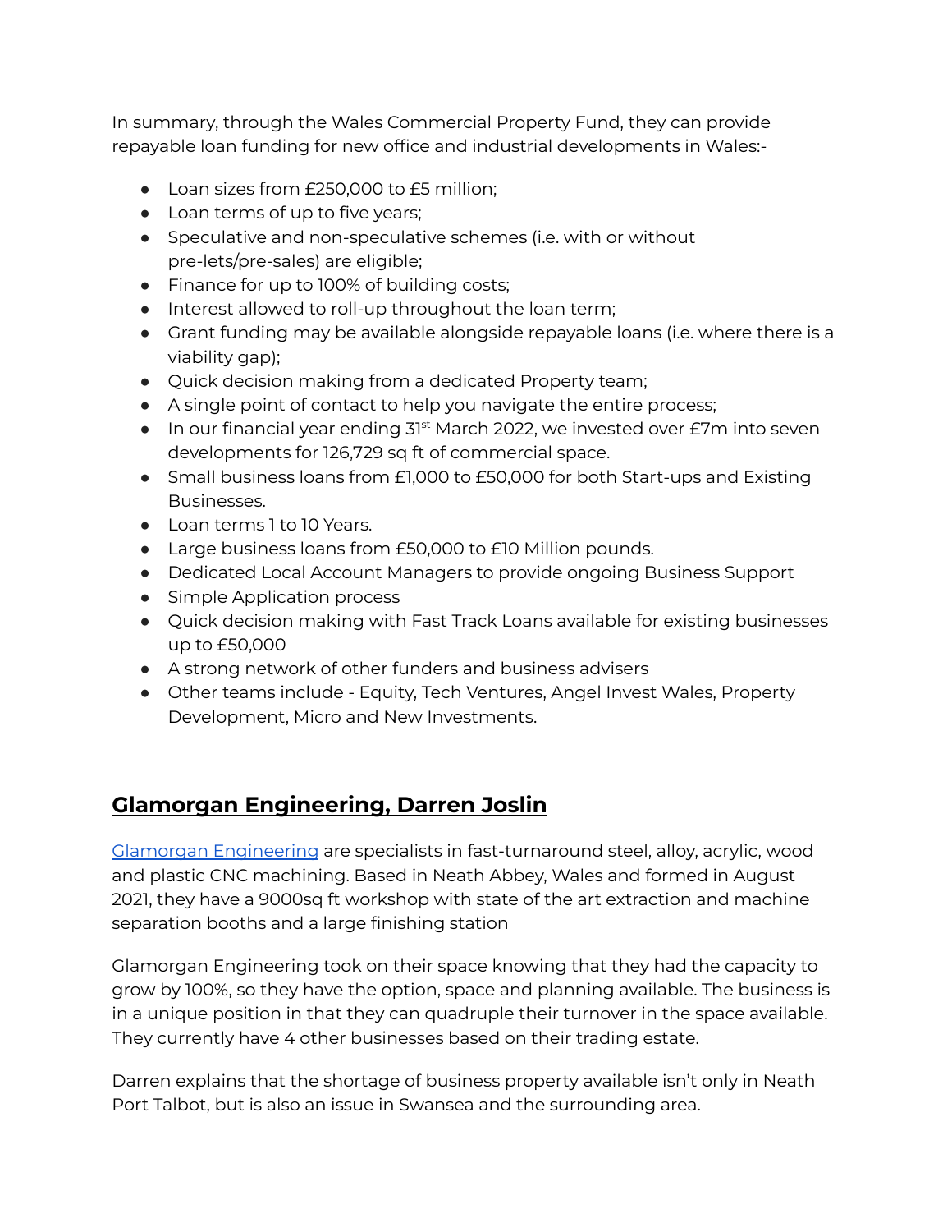In summary, through the Wales Commercial Property Fund, they can provide repayable loan funding for new office and industrial developments in Wales:-

- Loan sizes from £250,000 to £5 million;
- Loan terms of up to five years;
- Speculative and non-speculative schemes (i.e. with or without pre-lets/pre-sales) are eligible;
- Finance for up to 100% of building costs;
- Interest allowed to roll-up throughout the loan term;
- Grant funding may be available alongside repayable loans (i.e. where there is a viability gap);
- Quick decision making from a dedicated Property team;
- A single point of contact to help you navigate the entire process;
- In our financial year ending 31st March 2022, we invested over £7m into seven developments for 126,729 sq ft of commercial space.
- Small business loans from £1,000 to £50,000 for both Start-ups and Existing Businesses.
- Loan terms 1 to 10 Years.
- Large business loans from £50,000 to £10 Million pounds.
- Dedicated Local Account Managers to provide ongoing Business Support
- Simple Application process
- Quick decision making with Fast Track Loans available for existing businesses up to £50,000
- A strong network of other funders and business advisers
- Other teams include - Equity, Tech Ventures, Angel Invest Wales, Property Development, Micro and New Investments.

## Glamorgan Engineering, Darren Joslin

Glamorgan Engineering are specialists in fast-turnaround steel, alloy, acrylic, wood and plastic CNC machining. Based in Neath Abbey, Wales and formed in August 2021, they have a 9000sq ft workshop with state of the art extraction and machine separation booths and a large finishing station

Glamorgan Engineering took on their space knowing that they had the capacity to grow by 100%, so they have the option, space and planning available. The business is in a unique position in that they can quadruple their turnover in the space available. They currently have 4 other businesses based on their trading estate.

Darren explains that the shortage of business property available isn't only in Neath Port Talbot, but is also an issue in Swansea and the surrounding area.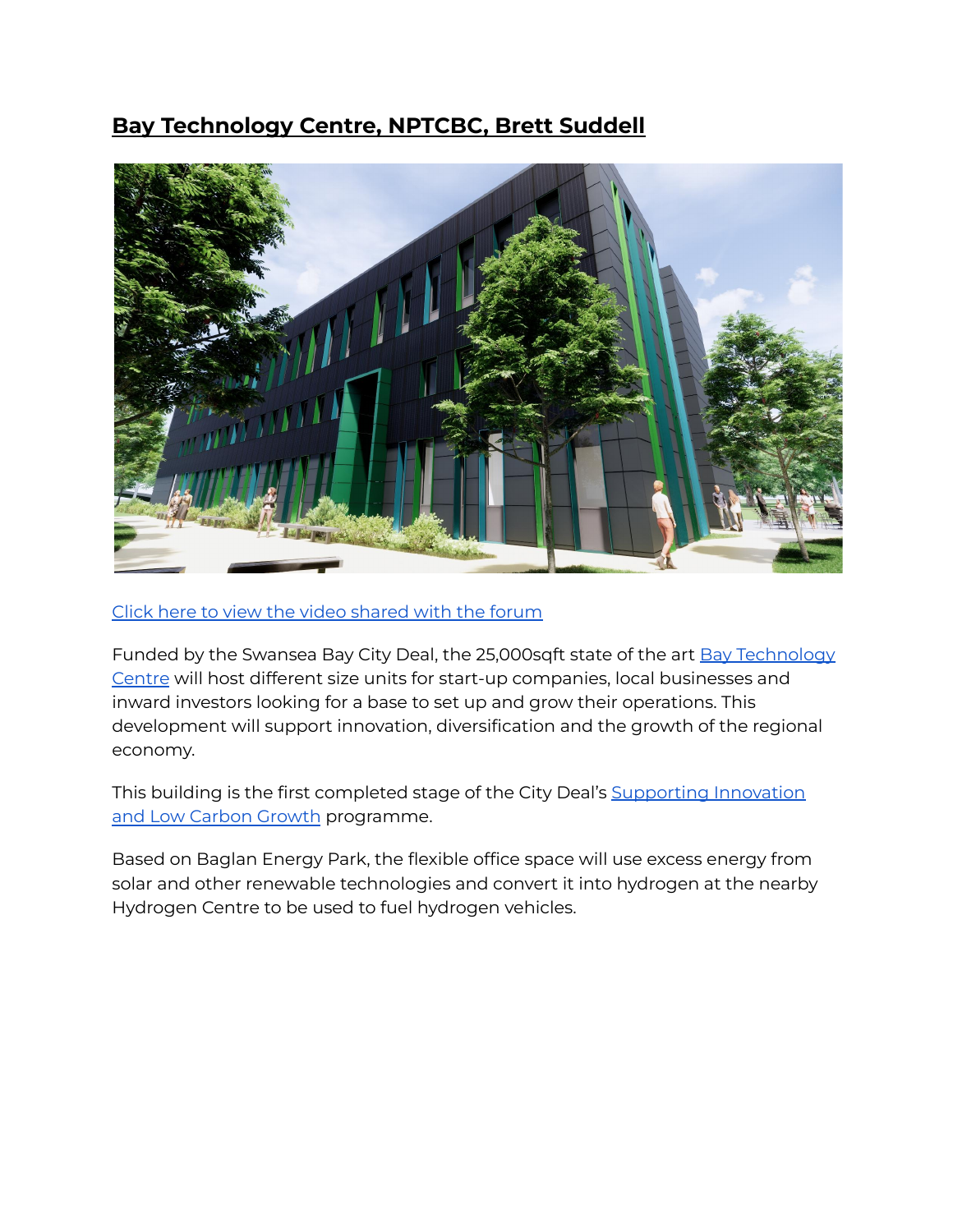## Bay Technology Centre, NPTCBC, Brett Suddell

Click here to view the video shared with the forum

Funded by the Swansea Bay City Deal, the 25,000sqft state of the art Bay Technology Centre will host different size units for start-up companies, local businesses and inward investors looking for a base to set up and grow their operations. This development will support innovation, diversification and the growth of the regional economy.

This building is the first completed stage of the City Deal's Supporting Innovation and Low Carbon Growth programme.

Based on Baglan Energy Park, the flexible office space will use excess energy from solar and other renewable technologies and convert it into hydrogen at the nearby Hydrogen Centre to be used to fuel hydrogen vehicles.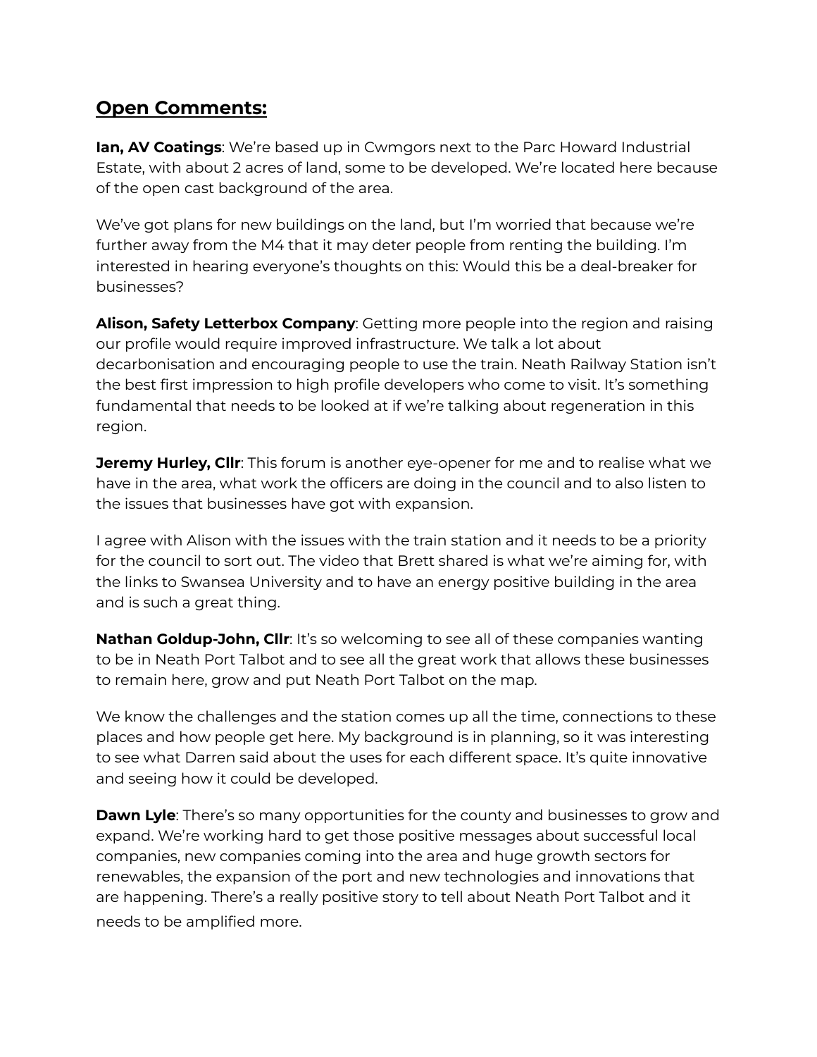## **Open Comments:**

**Ian, AV Coatings**: We're based up in Cwmgors next to the Parc Howard Industrial Estate, with about 2 acres of land, some to be developed. We're located here because of the open cast background of the area.

We've got plans for new buildings on the land, but I'm worried that because we're further away from the M4 that it may deter people from renting the building. I'm interested in hearing everyone's thoughts on this: Would this be a deal-breaker for businesses?

**Alison, Safety Letterbox Company**: Getting more people into the region and raising our profile would require improved infrastructure. We talk a lot about decarbonisation and encouraging people to use the train. Neath Railway Station isn't the best first impression to high profile developers who come to visit. It's something fundamental that needs to be looked at if we're talking about regeneration in this region.

**Jeremy Hurley, Cllr**: This forum is another eye-opener for me and to realise what we have in the area, what work the officers are doing in the council and to also listen to the issues that businesses have got with expansion.

I agree with Alison with the issues with the train station and it needs to be a priority for the council to sort out. The video that Brett shared is what we're aiming for, with the links to Swansea University and to have an energy positive building in the area and is such a great thing.

**Nathan Goldup-John, Cllr**: It's so welcoming to see all of these companies wanting to be in Neath Port Talbot and to see all the great work that allows these businesses to remain here, grow and put Neath Port Talbot on the map.

We know the challenges and the station comes up all the time, connections to these places and how people get here. My background is in planning, so it was interesting to see what Darren said about the uses for each different space. It's quite innovative and seeing how it could be developed.

**Dawn Lyle**: There's so many opportunities for the county and businesses to grow and expand. We're working hard to get those positive messages about successful local companies, new companies coming into the area and huge growth sectors for renewables, the expansion of the port and new technologies and innovations that are happening. There's a really positive story to tell about Neath Port Talbot and it needs to be amplified more.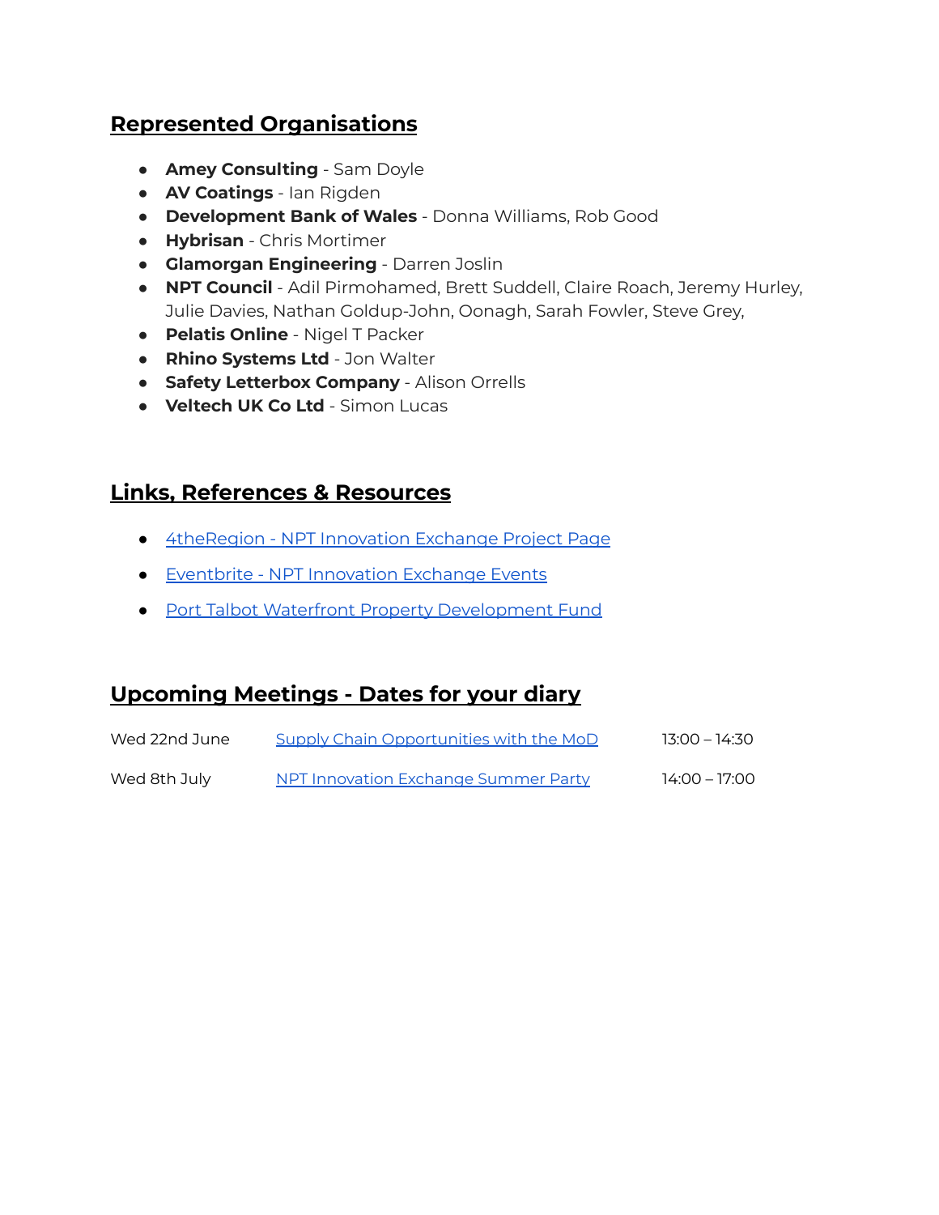## Represented Organisations

- **Amey Consulting** - Sam Doyle
- **AV Coatings** - Ian Rigden
- **Development Bank of Wales** - Donna Williams, Rob Good
- **Hybrisan** - Chris Mortimer
- **Glamorgan Engineering** - Darren Joslin
- **NPT Council** - Adil Pirmohamed, Brett Suddell, Claire Roach, Jeremy Hurley, Julie Davies, Nathan Goldup-John, Oonagh, Sarah Fowler, Steve Grey,
- **Pelatis Online** - Nigel T Packer
- **Rhino Systems Ltd** - Jon Walter
- **Safety Letterbox Company** - Alison Orrells
- **Veltech UK Co Ltd** - Simon Lucas

## Links, References & Resources

- 4theRegion - NPT Innovation Exchange Project Page
- Eventbrite - NPT Innovation Exchange Events
- Port Talbot Waterfront Property Development Fund

## Upcoming Meetings - Dates for your diary

| | | |
|---|---|---|
| Wed 22nd June | Supply Chain Opportunities with the MoD | 13:00 – 14:30 |
| Wed 8th July | NPT Innovation Exchange Summer Party | 14:00 – 17:00 |